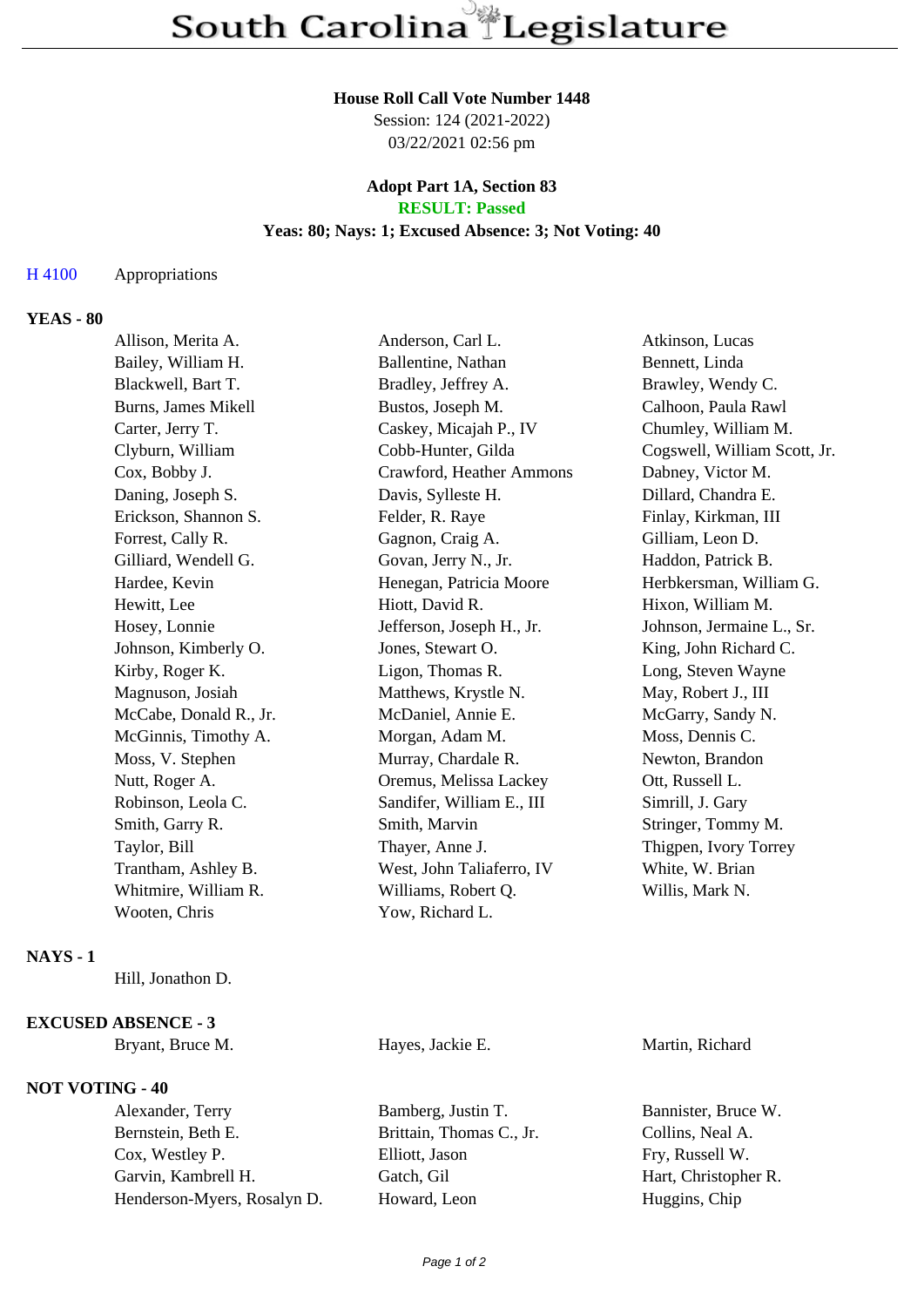# South Carolina Legislature

**House Roll Call Vote Number 1448**
Session: 124 (2021-2022)
03/22/2021 02:56 pm

**Adopt Part 1A, Section 83**
**RESULT: Passed**
**Yeas: 80; Nays: 1; Excused Absence: 3; Not Voting: 40**

H 4100 Appropriations

**YEAS - 80**

| | | |
|---|---|---|
| Allison, Merita A. | Anderson, Carl L. | Atkinson, Lucas |
| Bailey, William H. | Ballentine, Nathan | Bennett, Linda |
| Blackwell, Bart T. | Bradley, Jeffrey A. | Brawley, Wendy C. |
| Burns, James Mikell | Bustos, Joseph M. | Calhoon, Paula Rawl |
| Carter, Jerry T. | Caskey, Micajah P., IV | Chumley, William M. |
| Clyburn, William | Cobb-Hunter, Gilda | Cogswell, William Scott, Jr. |
| Cox, Bobby J. | Crawford, Heather Ammons | Dabney, Victor M. |
| Daning, Joseph S. | Davis, Sylleste H. | Dillard, Chandra E. |
| Erickson, Shannon S. | Felder, R. Raye | Finlay, Kirkman, III |
| Forrest, Cally R. | Gagnon, Craig A. | Gilliam, Leon D. |
| Gilliard, Wendell G. | Govan, Jerry N., Jr. | Haddon, Patrick B. |
| Hardee, Kevin | Henegan, Patricia Moore | Herbkersman, William G. |
| Hewitt, Lee | Hiott, David R. | Hixon, William M. |
| Hosey, Lonnie | Jefferson, Joseph H., Jr. | Johnson, Jermaine L., Sr. |
| Johnson, Kimberly O. | Jones, Stewart O. | King, John Richard C. |
| Kirby, Roger K. | Ligon, Thomas R. | Long, Steven Wayne |
| Magnuson, Josiah | Matthews, Krystle N. | May, Robert J., III |
| McCabe, Donald R., Jr. | McDaniel, Annie E. | McGarry, Sandy N. |
| McGinnis, Timothy A. | Morgan, Adam M. | Moss, Dennis C. |
| Moss, V. Stephen | Murray, Chardale R. | Newton, Brandon |
| Nutt, Roger A. | Oremus, Melissa Lackey | Ott, Russell L. |
| Robinson, Leola C. | Sandifer, William E., III | Simrill, J. Gary |
| Smith, Garry R. | Smith, Marvin | Stringer, Tommy M. |
| Taylor, Bill | Thayer, Anne J. | Thigpen, Ivory Torrey |
| Trantham, Ashley B. | West, John Taliaferro, IV | White, W. Brian |
| Whitmire, William R. | Williams, Robert Q. | Willis, Mark N. |
| Wooten, Chris | Yow, Richard L. | |

**NAYS - 1**

Hill, Jonathon D.

**EXCUSED ABSENCE - 3**

| | | |
|---|---|---|
| Bryant, Bruce M. | Hayes, Jackie E. | Martin, Richard |

**NOT VOTING - 40**

| | | |
|---|---|---|
| Alexander, Terry | Bamberg, Justin T. | Bannister, Bruce W. |
| Bernstein, Beth E. | Brittain, Thomas C., Jr. | Collins, Neal A. |
| Cox, Westley P. | Elliott, Jason | Fry, Russell W. |
| Garvin, Kambrell H. | Gatch, Gil | Hart, Christopher R. |
| Henderson-Myers, Rosalyn D. | Howard, Leon | Huggins, Chip |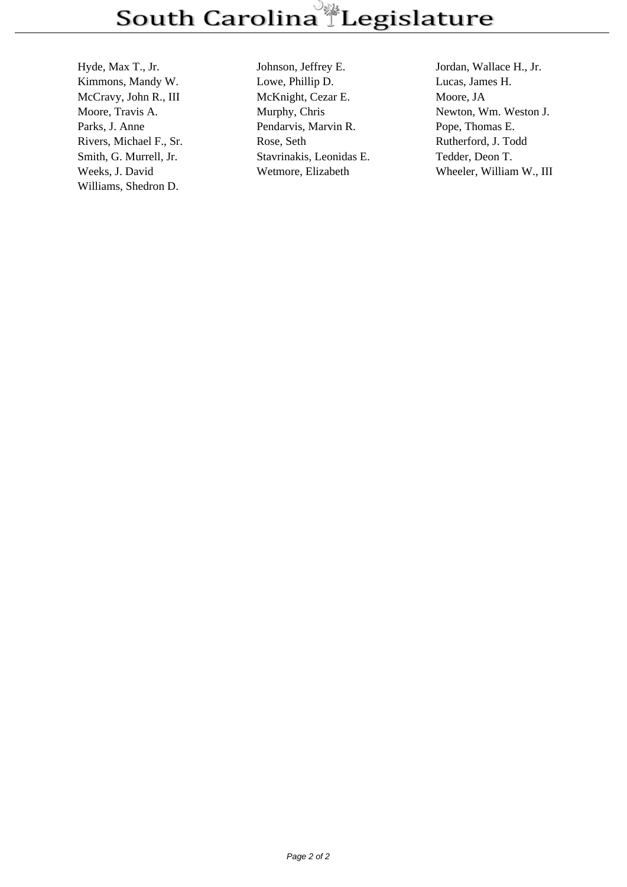| | | |
|---|---|---|
| Hyde, Max T., Jr. | Johnson, Jeffrey E. | Jordan, Wallace H., Jr. |
| Kimmons, Mandy W. | Lowe, Phillip D. | Lucas, James H. |
| McCravy, John R., III | McKnight, Cezar E. | Moore, JA |
| Moore, Travis A. | Murphy, Chris | Newton, Wm. Weston J. |
| Parks, J. Anne | Pendarvis, Marvin R. | Pope, Thomas E. |
| Rivers, Michael F., Sr. | Rose, Seth | Rutherford, J. Todd |
| Smith, G. Murrell, Jr. | Stavrinakis, Leonidas E. | Tedder, Deon T. |
| Weeks, J. David | Wetmore, Elizabeth | Wheeler, William W., III |
| Williams, Shedron D. | | |